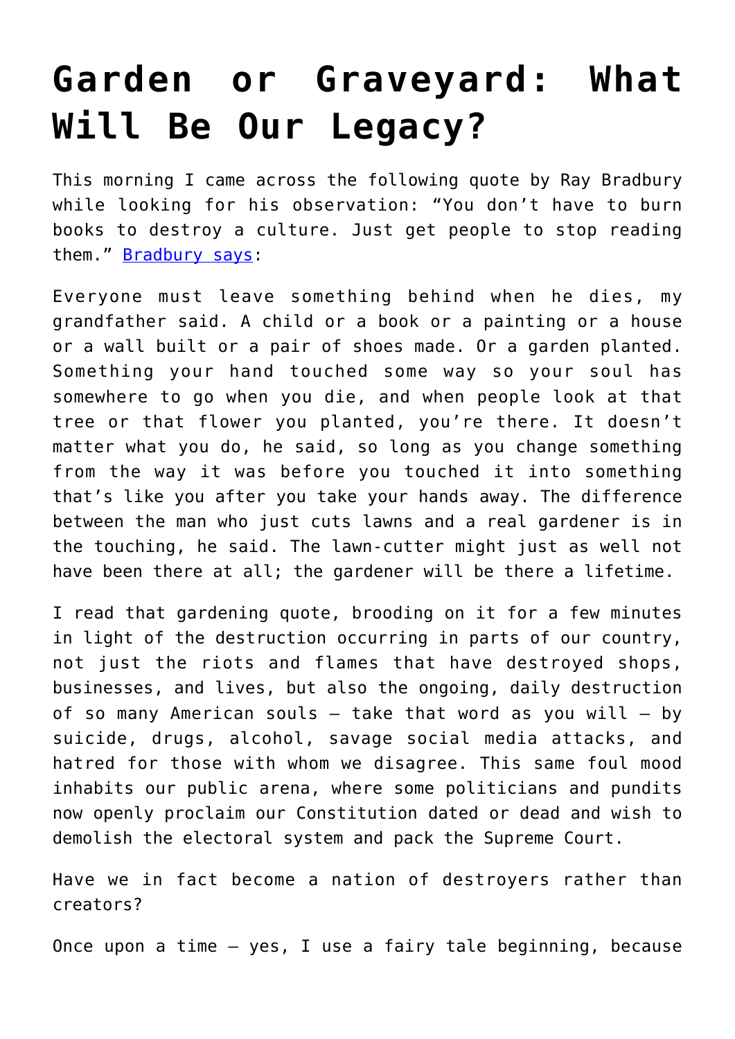# Garden or Graveyard: What Will Be Our Legacy?

This morning I came across the following quote by Ray Bradbury while looking for his observation: "You don't have to burn books to destroy a culture. Just get people to stop reading them." [Bradbury says]:

Everyone must leave something behind when he dies, my grandfather said. A child or a book or a painting or a house or a wall built or a pair of shoes made. Or a garden planted. Something your hand touched some way so your soul has somewhere to go when you die, and when people look at that tree or that flower you planted, you're there. It doesn't matter what you do, he said, so long as you change something from the way it was before you touched it into something that's like you after you take your hands away. The difference between the man who just cuts lawns and a real gardener is in the touching, he said. The lawn-cutter might just as well not have been there at all; the gardener will be there a lifetime.

I read that gardening quote, brooding on it for a few minutes in light of the destruction occurring in parts of our country, not just the riots and flames that have destroyed shops, businesses, and lives, but also the ongoing, daily destruction of so many American souls – take that word as you will – by suicide, drugs, alcohol, savage social media attacks, and hatred for those with whom we disagree. This same foul mood inhabits our public arena, where some politicians and pundits now openly proclaim our Constitution dated or dead and wish to demolish the electoral system and pack the Supreme Court.

Have we in fact become a nation of destroyers rather than creators?

Once upon a time – yes, I use a fairy tale beginning, because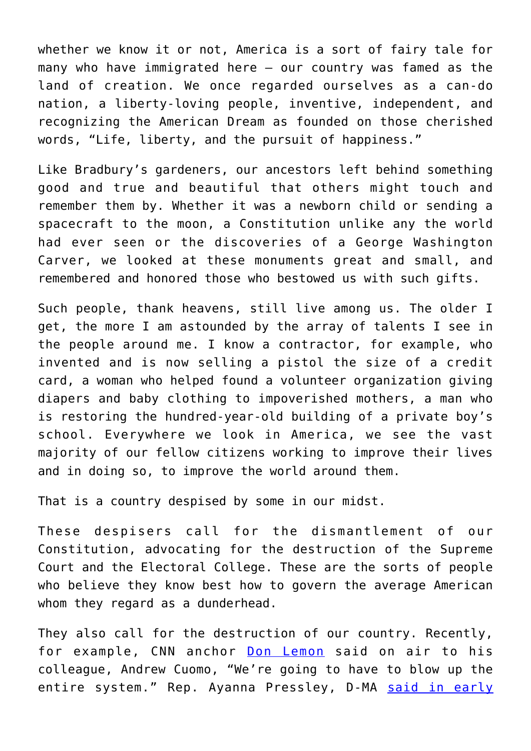whether we know it or not, America is a sort of fairy tale for many who have immigrated here – our country was famed as the land of creation. We once regarded ourselves as a can-do nation, a liberty-loving people, inventive, independent, and recognizing the American Dream as founded on those cherished words, "Life, liberty, and the pursuit of happiness."

Like Bradbury's gardeners, our ancestors left behind something good and true and beautiful that others might touch and remember them by. Whether it was a newborn child or sending a spacecraft to the moon, a Constitution unlike any the world had ever seen or the discoveries of a George Washington Carver, we looked at these monuments great and small, and remembered and honored those who bestowed us with such gifts.

Such people, thank heavens, still live among us. The older I get, the more I am astounded by the array of talents I see in the people around me. I know a contractor, for example, who invented and is now selling a pistol the size of a credit card, a woman who helped found a volunteer organization giving diapers and baby clothing to impoverished mothers, a man who is restoring the hundred-year-old building of a private boy's school. Everywhere we look in America, we see the vast majority of our fellow citizens working to improve their lives and in doing so, to improve the world around them.

That is a country despised by some in our midst.

These despisers call for the dismantlement of our Constitution, advocating for the destruction of the Supreme Court and the Electoral College. These are the sorts of people who believe they know best how to govern the average American whom they regard as a dunderhead.

They also call for the destruction of our country. Recently, for example, CNN anchor [Don Lemon]() said on air to his colleague, Andrew Cuomo, "We're going to have to blow up the entire system." Rep. Ayanna Pressley, D-MA [said in early]()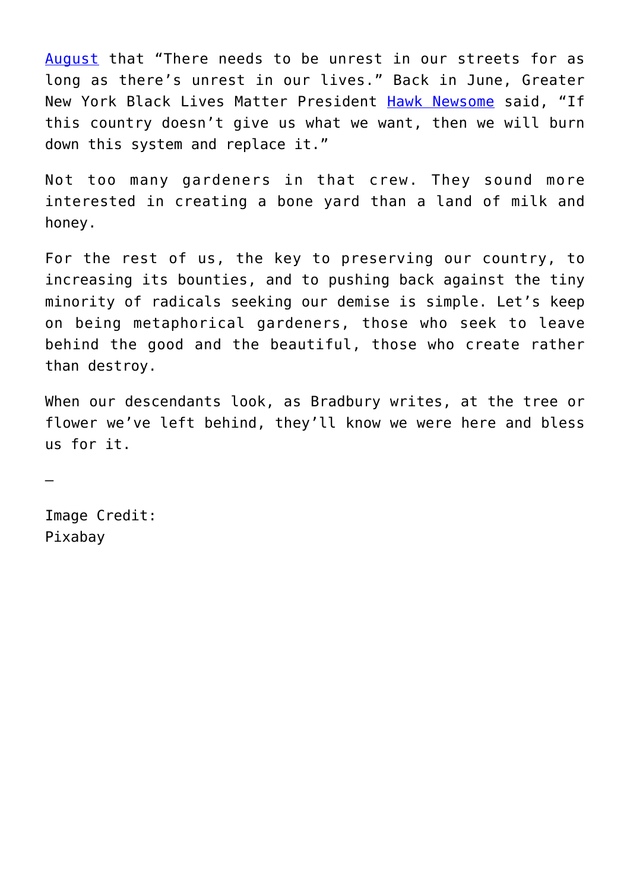August that "There needs to be unrest in our streets for as long as there's unrest in our lives." Back in June, Greater New York Black Lives Matter President Hawk Newsome said, "If this country doesn't give us what we want, then we will burn down this system and replace it."

Not too many gardeners in that crew. They sound more interested in creating a bone yard than a land of milk and honey.

For the rest of us, the key to preserving our country, to increasing its bounties, and to pushing back against the tiny minority of radicals seeking our demise is simple. Let's keep on being metaphorical gardeners, those who seek to leave behind the good and the beautiful, those who create rather than destroy.

When our descendants look, as Bradbury writes, at the tree or flower we've left behind, they'll know we were here and bless us for it.

—

Image Credit:
Pixabay